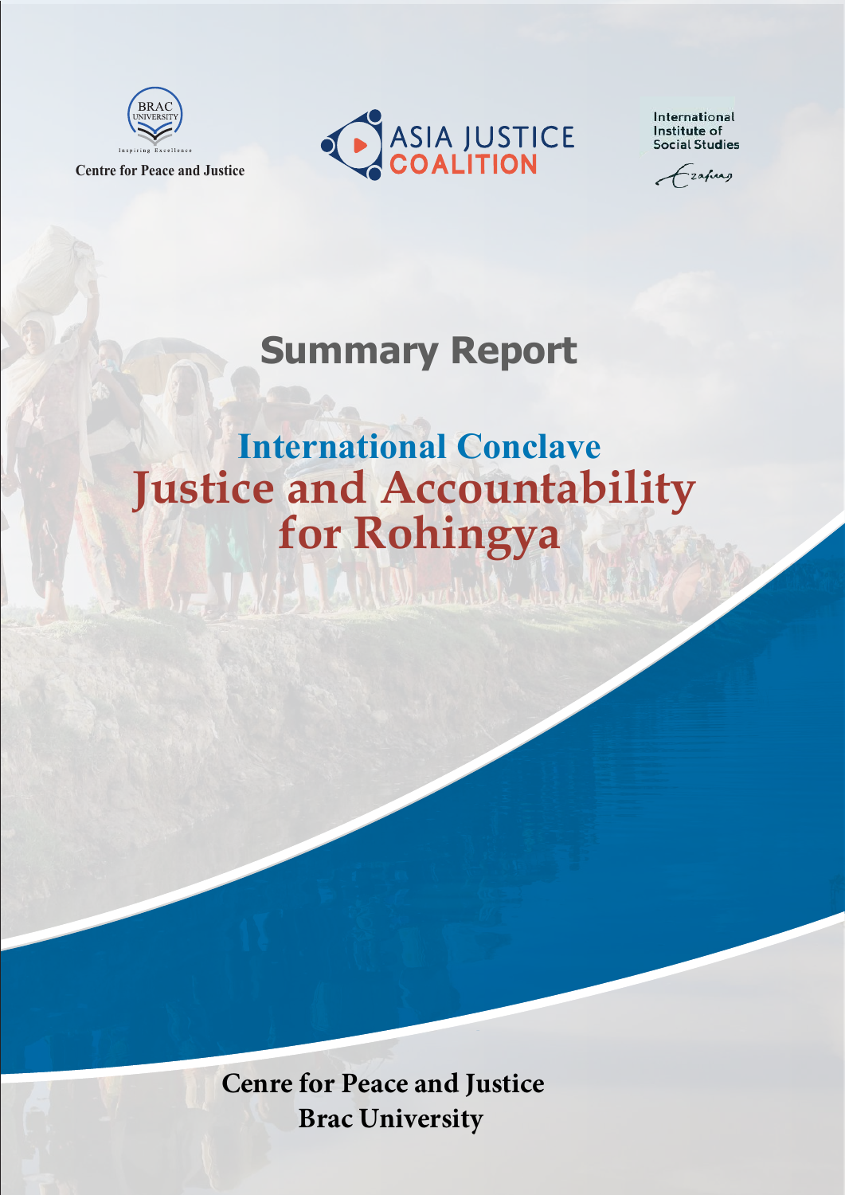BRAC UNIVERSITY

Inspiring Excellence

Centre for Peace and Justice

ASIA JUSTICE COALITION

International Institute of Social Studies

# Summary Report

## International Conclave

# Justice and Accountability for Rohingya

**Cenre for Peace and Justice**
**Brac University**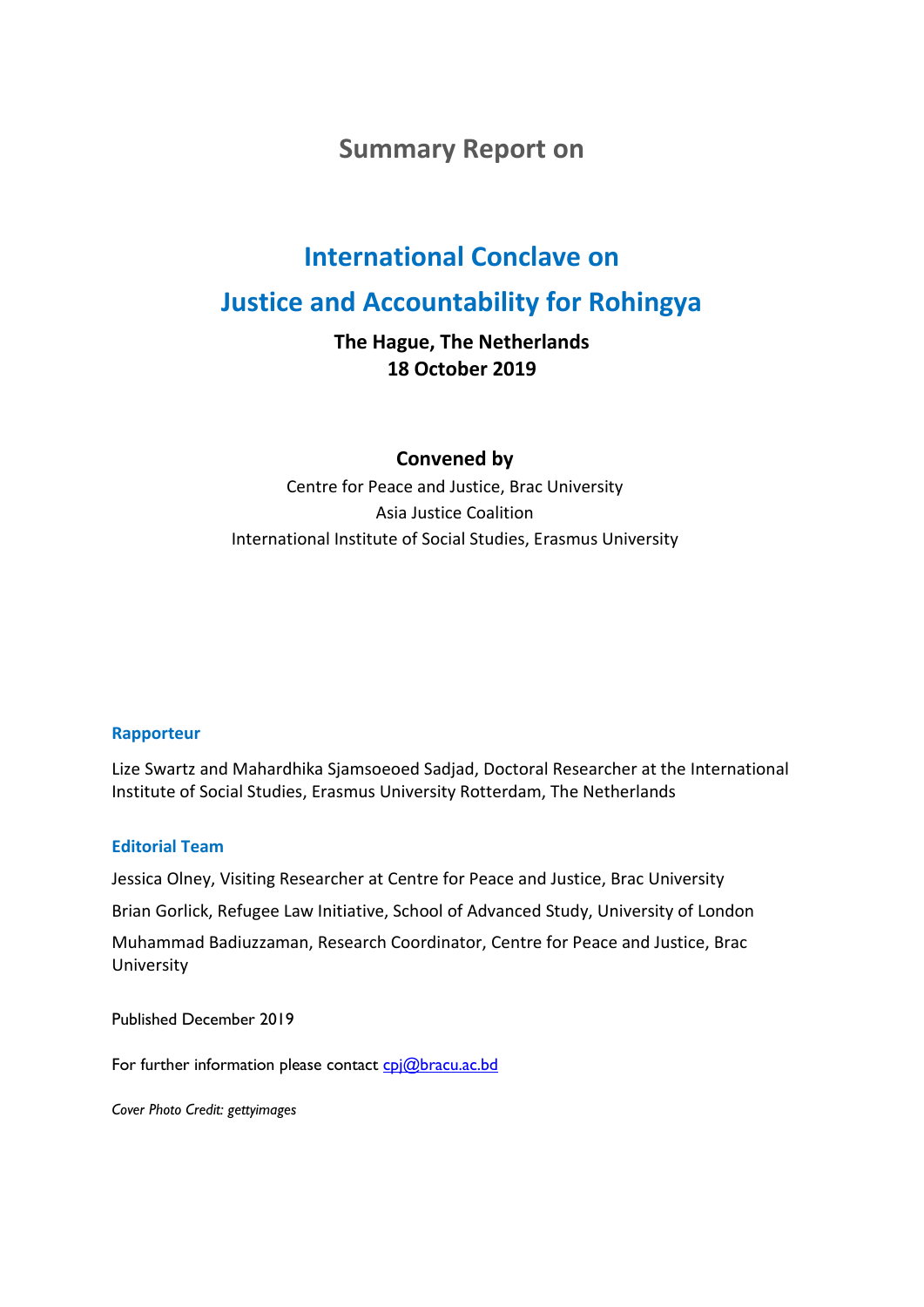## Summary Report on

# International Conclave on Justice and Accountability for Rohingya

**The Hague, The Netherlands**
**18 October 2019**

**Convened by**

Centre for Peace and Justice, Brac University
Asia Justice Coalition
International Institute of Social Studies, Erasmus University

### Rapporteur

Lize Swartz and Mahardhika Sjamsoeoed Sadjad, Doctoral Researcher at the International Institute of Social Studies, Erasmus University Rotterdam, The Netherlands

### Editorial Team

Jessica Olney, Visiting Researcher at Centre for Peace and Justice, Brac University

Brian Gorlick, Refugee Law Initiative, School of Advanced Study, University of London

Muhammad Badiuzzaman, Research Coordinator, Centre for Peace and Justice, Brac University

Published December 2019

For further information please contact cpj@bracu.ac.bd

*Cover Photo Credit: gettyimages*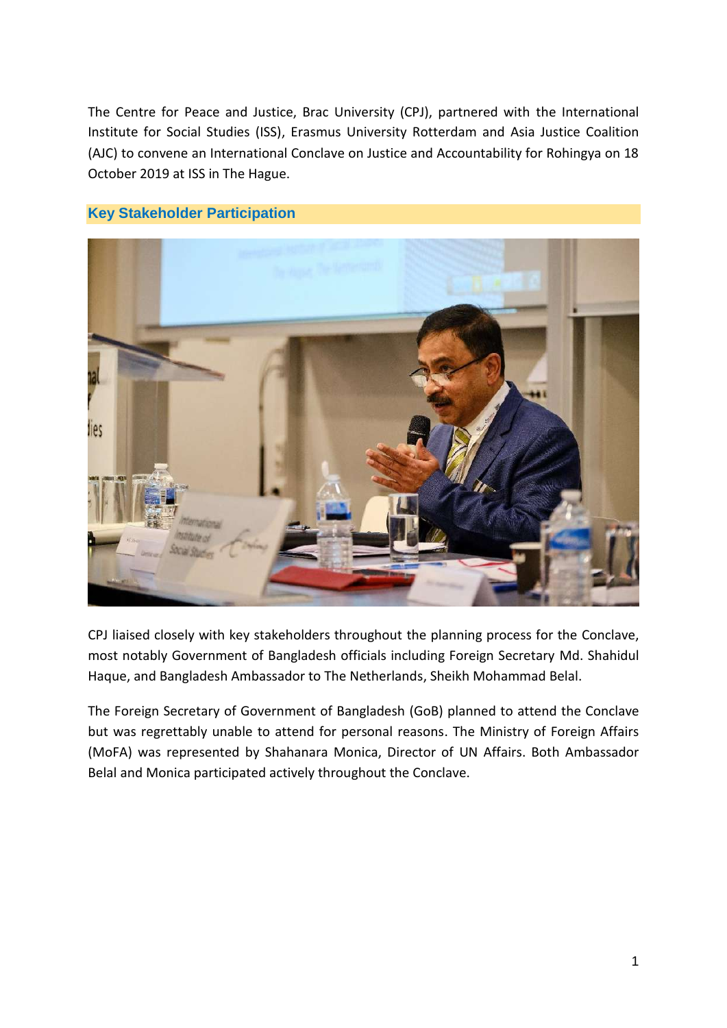The Centre for Peace and Justice, Brac University (CPJ), partnered with the International Institute for Social Studies (ISS), Erasmus University Rotterdam and Asia Justice Coalition (AJC) to convene an International Conclave on Justice and Accountability for Rohingya on 18 October 2019 at ISS in The Hague.

## Key Stakeholder Participation

CPJ liaised closely with key stakeholders throughout the planning process for the Conclave, most notably Government of Bangladesh officials including Foreign Secretary Md. Shahidul Haque, and Bangladesh Ambassador to The Netherlands, Sheikh Mohammad Belal.

The Foreign Secretary of Government of Bangladesh (GoB) planned to attend the Conclave but was regrettably unable to attend for personal reasons. The Ministry of Foreign Affairs (MoFA) was represented by Shahanara Monica, Director of UN Affairs. Both Ambassador Belal and Monica participated actively throughout the Conclave.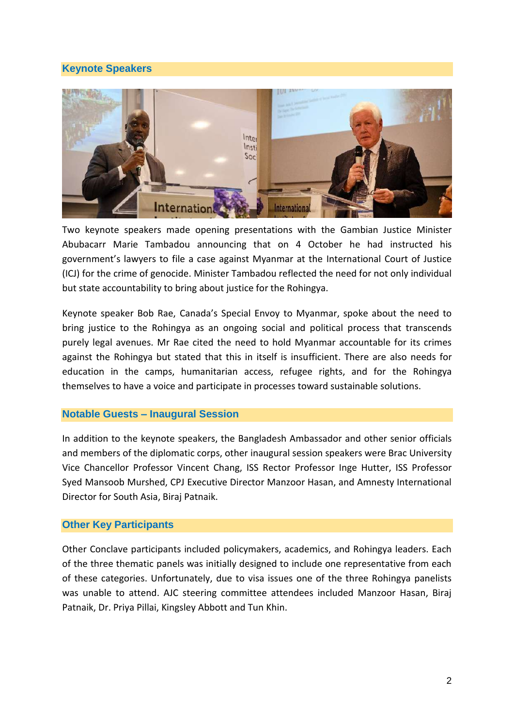## Keynote Speakers

Two keynote speakers made opening presentations with the Gambian Justice Minister Abubacarr Marie Tambadou announcing that on 4 October he had instructed his government's lawyers to file a case against Myanmar at the International Court of Justice (ICJ) for the crime of genocide. Minister Tambadou reflected the need for not only individual but state accountability to bring about justice for the Rohingya.

Keynote speaker Bob Rae, Canada's Special Envoy to Myanmar, spoke about the need to bring justice to the Rohingya as an ongoing social and political process that transcends purely legal avenues. Mr Rae cited the need to hold Myanmar accountable for its crimes against the Rohingya but stated that this in itself is insufficient. There are also needs for education in the camps, humanitarian access, refugee rights, and for the Rohingya themselves to have a voice and participate in processes toward sustainable solutions.

## Notable Guests – Inaugural Session

In addition to the keynote speakers, the Bangladesh Ambassador and other senior officials and members of the diplomatic corps, other inaugural session speakers were Brac University Vice Chancellor Professor Vincent Chang, ISS Rector Professor Inge Hutter, ISS Professor Syed Mansoob Murshed, CPJ Executive Director Manzoor Hasan, and Amnesty International Director for South Asia, Biraj Patnaik.

## Other Key Participants

Other Conclave participants included policymakers, academics, and Rohingya leaders. Each of the three thematic panels was initially designed to include one representative from each of these categories. Unfortunately, due to visa issues one of the three Rohingya panelists was unable to attend. AJC steering committee attendees included Manzoor Hasan, Biraj Patnaik, Dr. Priya Pillai, Kingsley Abbott and Tun Khin.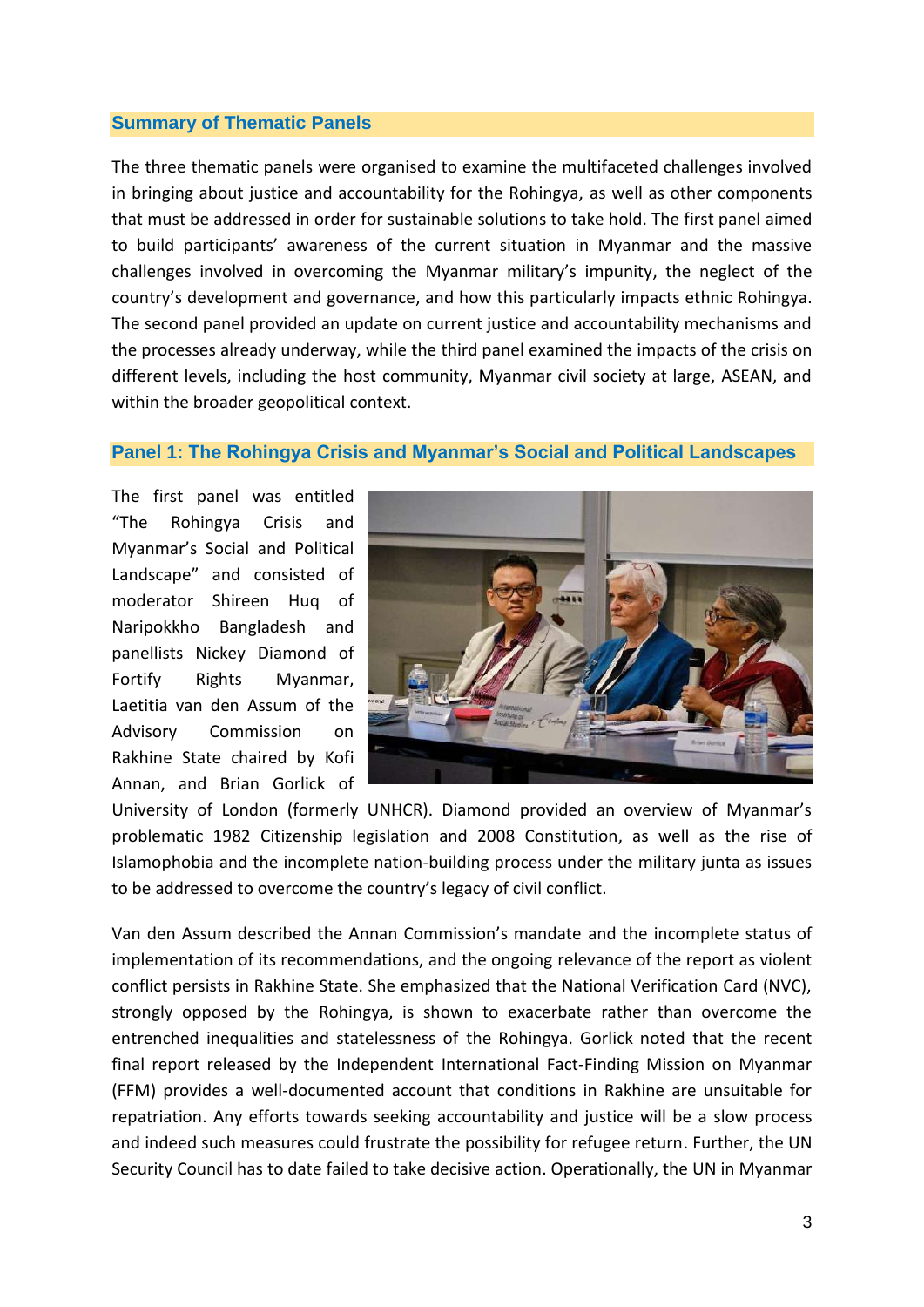## Summary of Thematic Panels

The three thematic panels were organised to examine the multifaceted challenges involved in bringing about justice and accountability for the Rohingya, as well as other components that must be addressed in order for sustainable solutions to take hold. The first panel aimed to build participants' awareness of the current situation in Myanmar and the massive challenges involved in overcoming the Myanmar military's impunity, the neglect of the country's development and governance, and how this particularly impacts ethnic Rohingya. The second panel provided an update on current justice and accountability mechanisms and the processes already underway, while the third panel examined the impacts of the crisis on different levels, including the host community, Myanmar civil society at large, ASEAN, and within the broader geopolitical context.

## Panel 1: The Rohingya Crisis and Myanmar's Social and Political Landscapes

The first panel was entitled "The Rohingya Crisis and Myanmar's Social and Political Landscape" and consisted of moderator Shireen Huq of Naripokkho Bangladesh and panellists Nickey Diamond of Fortify Rights Myanmar, Laetitia van den Assum of the Advisory Commission on Rakhine State chaired by Kofi Annan, and Brian Gorlick of University of London (formerly UNHCR). Diamond provided an overview of Myanmar's problematic 1982 Citizenship legislation and 2008 Constitution, as well as the rise of Islamophobia and the incomplete nation-building process under the military junta as issues to be addressed to overcome the country's legacy of civil conflict.

Van den Assum described the Annan Commission's mandate and the incomplete status of implementation of its recommendations, and the ongoing relevance of the report as violent conflict persists in Rakhine State. She emphasized that the National Verification Card (NVC), strongly opposed by the Rohingya, is shown to exacerbate rather than overcome the entrenched inequalities and statelessness of the Rohingya. Gorlick noted that the recent final report released by the Independent International Fact-Finding Mission on Myanmar (FFM) provides a well-documented account that conditions in Rakhine are unsuitable for repatriation. Any efforts towards seeking accountability and justice will be a slow process and indeed such measures could frustrate the possibility for refugee return. Further, the UN Security Council has to date failed to take decisive action. Operationally, the UN in Myanmar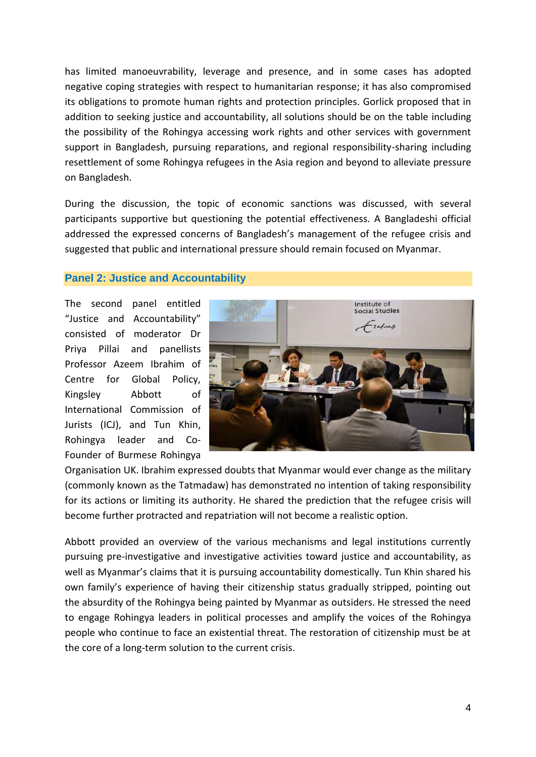has limited manoeuvrability, leverage and presence, and in some cases has adopted negative coping strategies with respect to humanitarian response; it has also compromised its obligations to promote human rights and protection principles. Gorlick proposed that in addition to seeking justice and accountability, all solutions should be on the table including the possibility of the Rohingya accessing work rights and other services with government support in Bangladesh, pursuing reparations, and regional responsibility-sharing including resettlement of some Rohingya refugees in the Asia region and beyond to alleviate pressure on Bangladesh.

During the discussion, the topic of economic sanctions was discussed, with several participants supportive but questioning the potential effectiveness. A Bangladeshi official addressed the expressed concerns of Bangladesh's management of the refugee crisis and suggested that public and international pressure should remain focused on Myanmar.

## Panel 2: Justice and Accountability

The second panel entitled "Justice and Accountability" consisted of moderator Dr Priya Pillai and panellists Professor Azeem Ibrahim of Centre for Global Policy, Kingsley Abbott of International Commission of Jurists (ICJ), and Tun Khin, Rohingya leader and Co-Founder of Burmese Rohingya Organisation UK. Ibrahim expressed doubts that Myanmar would ever change as the military (commonly known as the Tatmadaw) has demonstrated no intention of taking responsibility for its actions or limiting its authority. He shared the prediction that the refugee crisis will become further protracted and repatriation will not become a realistic option.

Abbott provided an overview of the various mechanisms and legal institutions currently pursuing pre-investigative and investigative activities toward justice and accountability, as well as Myanmar's claims that it is pursuing accountability domestically. Tun Khin shared his own family's experience of having their citizenship status gradually stripped, pointing out the absurdity of the Rohingya being painted by Myanmar as outsiders. He stressed the need to engage Rohingya leaders in political processes and amplify the voices of the Rohingya people who continue to face an existential threat. The restoration of citizenship must be at the core of a long-term solution to the current crisis.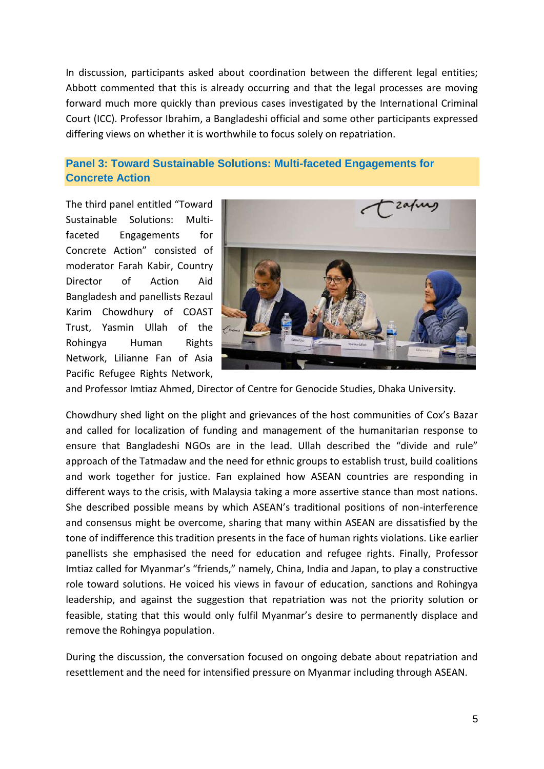In discussion, participants asked about coordination between the different legal entities; Abbott commented that this is already occurring and that the legal processes are moving forward much more quickly than previous cases investigated by the International Criminal Court (ICC). Professor Ibrahim, a Bangladeshi official and some other participants expressed differing views on whether it is worthwhile to focus solely on repatriation.

## Panel 3: Toward Sustainable Solutions: Multi-faceted Engagements for Concrete Action

The third panel entitled "Toward Sustainable Solutions: Multi-faceted Engagements for Concrete Action" consisted of moderator Farah Kabir, Country Director of Action Aid Bangladesh and panellists Rezaul Karim Chowdhury of COAST Trust, Yasmin Ullah of the Rohingya Human Rights Network, Lilianne Fan of Asia Pacific Refugee Rights Network, and Professor Imtiaz Ahmed, Director of Centre for Genocide Studies, Dhaka University.

Chowdhury shed light on the plight and grievances of the host communities of Cox's Bazar and called for localization of funding and management of the humanitarian response to ensure that Bangladeshi NGOs are in the lead. Ullah described the "divide and rule" approach of the Tatmadaw and the need for ethnic groups to establish trust, build coalitions and work together for justice. Fan explained how ASEAN countries are responding in different ways to the crisis, with Malaysia taking a more assertive stance than most nations. She described possible means by which ASEAN's traditional positions of non-interference and consensus might be overcome, sharing that many within ASEAN are dissatisfied by the tone of indifference this tradition presents in the face of human rights violations. Like earlier panellists she emphasised the need for education and refugee rights. Finally, Professor Imtiaz called for Myanmar's "friends," namely, China, India and Japan, to play a constructive role toward solutions. He voiced his views in favour of education, sanctions and Rohingya leadership, and against the suggestion that repatriation was not the priority solution or feasible, stating that this would only fulfil Myanmar's desire to permanently displace and remove the Rohingya population.

During the discussion, the conversation focused on ongoing debate about repatriation and resettlement and the need for intensified pressure on Myanmar including through ASEAN.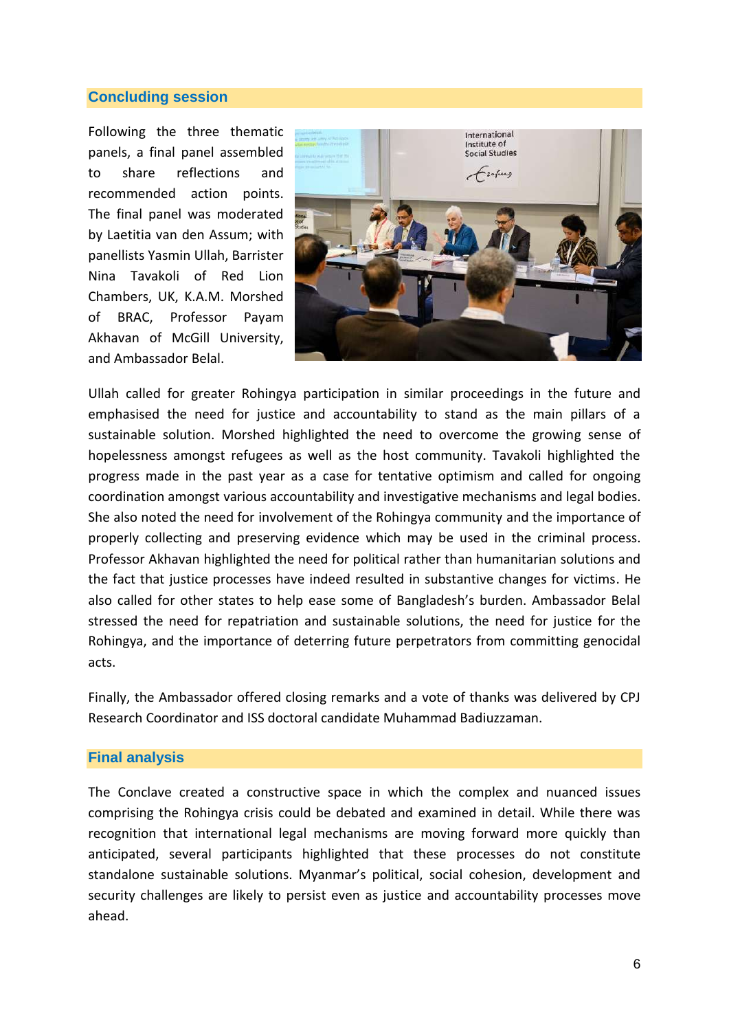## Concluding session

Following the three thematic panels, a final panel assembled to share reflections and recommended action points. The final panel was moderated by Laetitia van den Assum; with panellists Yasmin Ullah, Barrister Nina Tavakoli of Red Lion Chambers, UK, K.A.M. Morshed of BRAC, Professor Payam Akhavan of McGill University, and Ambassador Belal.

Ullah called for greater Rohingya participation in similar proceedings in the future and emphasised the need for justice and accountability to stand as the main pillars of a sustainable solution. Morshed highlighted the need to overcome the growing sense of hopelessness amongst refugees as well as the host community. Tavakoli highlighted the progress made in the past year as a case for tentative optimism and called for ongoing coordination amongst various accountability and investigative mechanisms and legal bodies. She also noted the need for involvement of the Rohingya community and the importance of properly collecting and preserving evidence which may be used in the criminal process. Professor Akhavan highlighted the need for political rather than humanitarian solutions and the fact that justice processes have indeed resulted in substantive changes for victims. He also called for other states to help ease some of Bangladesh's burden. Ambassador Belal stressed the need for repatriation and sustainable solutions, the need for justice for the Rohingya, and the importance of deterring future perpetrators from committing genocidal acts.

Finally, the Ambassador offered closing remarks and a vote of thanks was delivered by CPJ Research Coordinator and ISS doctoral candidate Muhammad Badiuzzaman.

## Final analysis

The Conclave created a constructive space in which the complex and nuanced issues comprising the Rohingya crisis could be debated and examined in detail. While there was recognition that international legal mechanisms are moving forward more quickly than anticipated, several participants highlighted that these processes do not constitute standalone sustainable solutions. Myanmar's political, social cohesion, development and security challenges are likely to persist even as justice and accountability processes move ahead.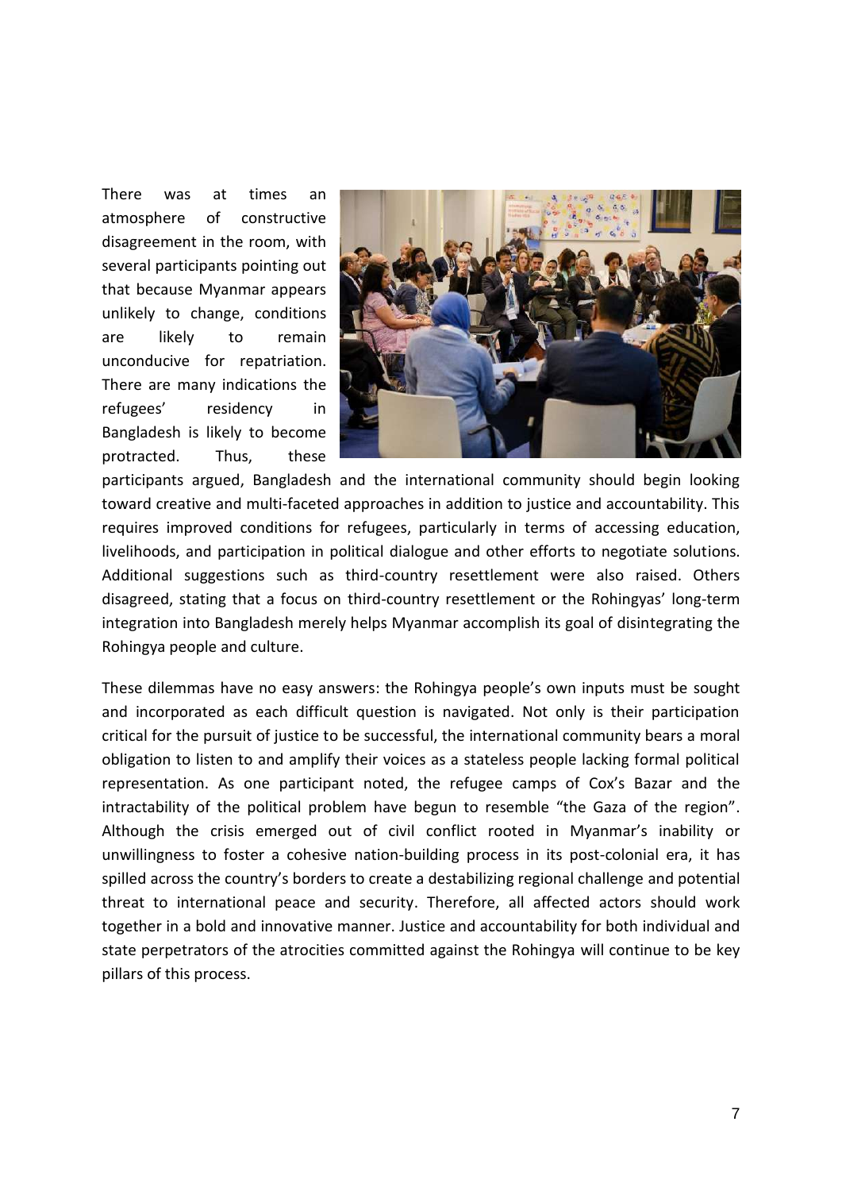There was at times an atmosphere of constructive disagreement in the room, with several participants pointing out that because Myanmar appears unlikely to change, conditions are likely to remain unconducive for repatriation. There are many indications the refugees' residency in Bangladesh is likely to become protracted. Thus, these participants argued, Bangladesh and the international community should begin looking toward creative and multi-faceted approaches in addition to justice and accountability. This requires improved conditions for refugees, particularly in terms of accessing education, livelihoods, and participation in political dialogue and other efforts to negotiate solutions. Additional suggestions such as third-country resettlement were also raised. Others disagreed, stating that a focus on third-country resettlement or the Rohingyas' long-term integration into Bangladesh merely helps Myanmar accomplish its goal of disintegrating the Rohingya people and culture.

These dilemmas have no easy answers: the Rohingya people's own inputs must be sought and incorporated as each difficult question is navigated. Not only is their participation critical for the pursuit of justice to be successful, the international community bears a moral obligation to listen to and amplify their voices as a stateless people lacking formal political representation. As one participant noted, the refugee camps of Cox's Bazar and the intractability of the political problem have begun to resemble "the Gaza of the region". Although the crisis emerged out of civil conflict rooted in Myanmar's inability or unwillingness to foster a cohesive nation-building process in its post-colonial era, it has spilled across the country's borders to create a destabilizing regional challenge and potential threat to international peace and security. Therefore, all affected actors should work together in a bold and innovative manner. Justice and accountability for both individual and state perpetrators of the atrocities committed against the Rohingya will continue to be key pillars of this process.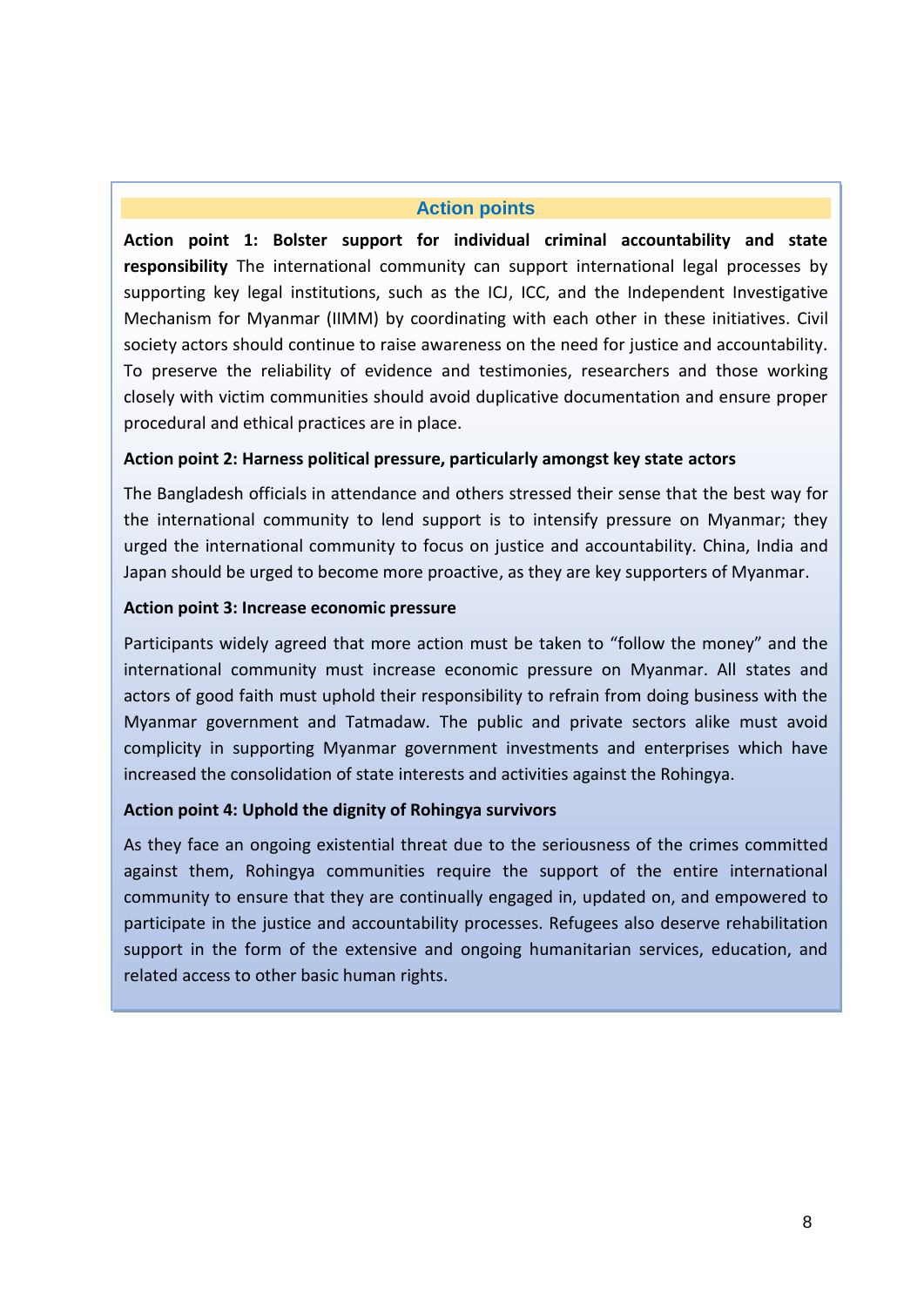## Action points

**Action point 1: Bolster support for individual criminal accountability and state responsibility** The international community can support international legal processes by supporting key legal institutions, such as the ICJ, ICC, and the Independent Investigative Mechanism for Myanmar (IIMM) by coordinating with each other in these initiatives. Civil society actors should continue to raise awareness on the need for justice and accountability. To preserve the reliability of evidence and testimonies, researchers and those working closely with victim communities should avoid duplicative documentation and ensure proper procedural and ethical practices are in place.

**Action point 2: Harness political pressure, particularly amongst key state actors**

The Bangladesh officials in attendance and others stressed their sense that the best way for the international community to lend support is to intensify pressure on Myanmar; they urged the international community to focus on justice and accountability. China, India and Japan should be urged to become more proactive, as they are key supporters of Myanmar.

**Action point 3: Increase economic pressure**

Participants widely agreed that more action must be taken to "follow the money" and the international community must increase economic pressure on Myanmar. All states and actors of good faith must uphold their responsibility to refrain from doing business with the Myanmar government and Tatmadaw. The public and private sectors alike must avoid complicity in supporting Myanmar government investments and enterprises which have increased the consolidation of state interests and activities against the Rohingya.

**Action point 4: Uphold the dignity of Rohingya survivors**

As they face an ongoing existential threat due to the seriousness of the crimes committed against them, Rohingya communities require the support of the entire international community to ensure that they are continually engaged in, updated on, and empowered to participate in the justice and accountability processes. Refugees also deserve rehabilitation support in the form of the extensive and ongoing humanitarian services, education, and related access to other basic human rights.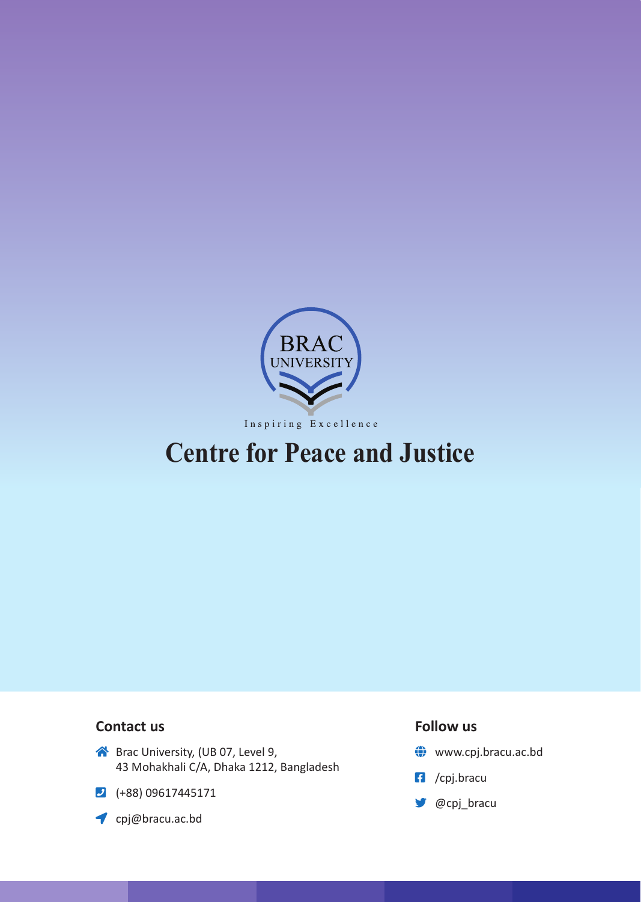BRAC UNIVERSITY

Inspiring Excellence

# Centre for Peace and Justice

## Contact us

Brac University, (UB 07, Level 9,
43 Mohakhali C/A, Dhaka 1212, Bangladesh

(+88) 09617445171

cpj@bracu.ac.bd

## Follow us

www.cpj.bracu.ac.bd

/cpj.bracu

@cpj_bracu